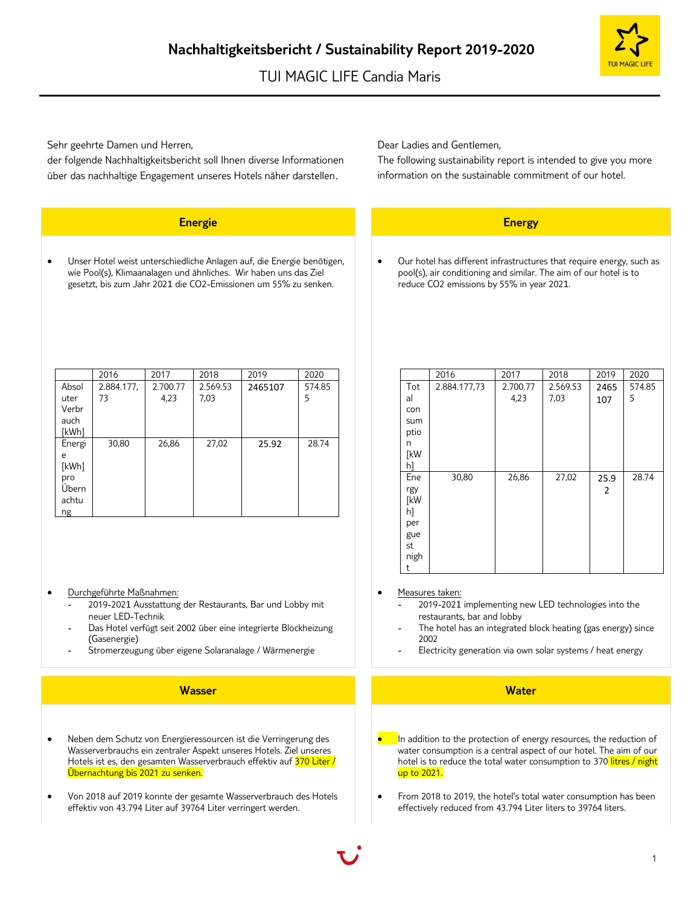# Nachhaltigkeitsbericht / Sustainability Report 2019-2020

TUI MAGIC LIFE Candia Maris

Sehr geehrte Damen und Herren,
der folgende Nachhaltigkeitsbericht soll Ihnen diverse Informationen über das nachhaltige Engagement unseres Hotels näher darstellen.

## Energie

- Unser Hotel weist unterschiedliche Anlagen auf, die Energie benötigen, wie Pool(s), Klimaanlagen und ähnliches. Wir haben uns das Ziel gesetzt, bis zum Jahr 2021 die CO2-Emissionen um 55% zu senken.

| | 2016 | 2017 | 2018 | 2019 | 2020 |
|---|---|---|---|---|---|
| Absoluter Verbrauch [kWh] | 2.884.177,73 | 2.700.774,23 | 2.569.537,03 | 2465107 | 574.855 |
| Energie [kWh] pro Übernachtung | 30,80 | 26,86 | 27,02 | 25.92 | 28.74 |

- Durchgeführte Maßnahmen:
  - 2019-2021 Ausstattung der Restaurants, Bar und Lobby mit neuer LED-Technik
  - Das Hotel verfügt seit 2002 über eine integrierte Blockheizung (Gasenergie)
  - Stromerzeugung über eigene Solaranalage / Wärmenergie

## Wasser

- Neben dem Schutz von Energieressourcen ist die Verringerung des Wasserverbrauchs ein zentraler Aspekt unseres Hotels. Ziel unseres Hotels ist es, den gesamten Wasserverbrauch effektiv auf 370 Liter / Übernachtung bis 2021 zu senken.
- Von 2018 auf 2019 konnte der gesamte Wasserverbrauch des Hotels effektiv von 43.794 Liter auf 39764 Liter verringert werden.

Dear Ladies and Gentlemen,
The following sustainability report is intended to give you more information on the sustainable commitment of our hotel.

## Energy

- Our hotel has different infrastructures that require energy, such as pool(s), air conditioning and similar. The aim of our hotel is to reduce CO2 emissions by 55% in year 2021.

| | 2016 | 2017 | 2018 | 2019 | 2020 |
|---|---|---|---|---|---|
| Total consumption [kWh] | 2.884.177,73 | 2.700.774,23 | 2.569.537,03 | 2465107 | 574.855 |
| Energy [kWh] per guest night | 30,80 | 26,86 | 27,02 | 25.92 | 28.74 |

- Measures taken:
  - 2019-2021 implementing new LED technologies into the restaurants, bar and lobby
  - The hotel has an integrated block heating (gas energy) since 2002
  - Electricity generation via own solar systems / heat energy

## Water

- In addition to the protection of energy resources, the reduction of water consumption is a central aspect of our hotel. The aim of our hotel is to reduce the total water consumption to 370 litres / night up to 2021.
- From 2018 to 2019, the hotel's total water consumption has been effectively reduced from 43.794 Liter liters to 39764 liters.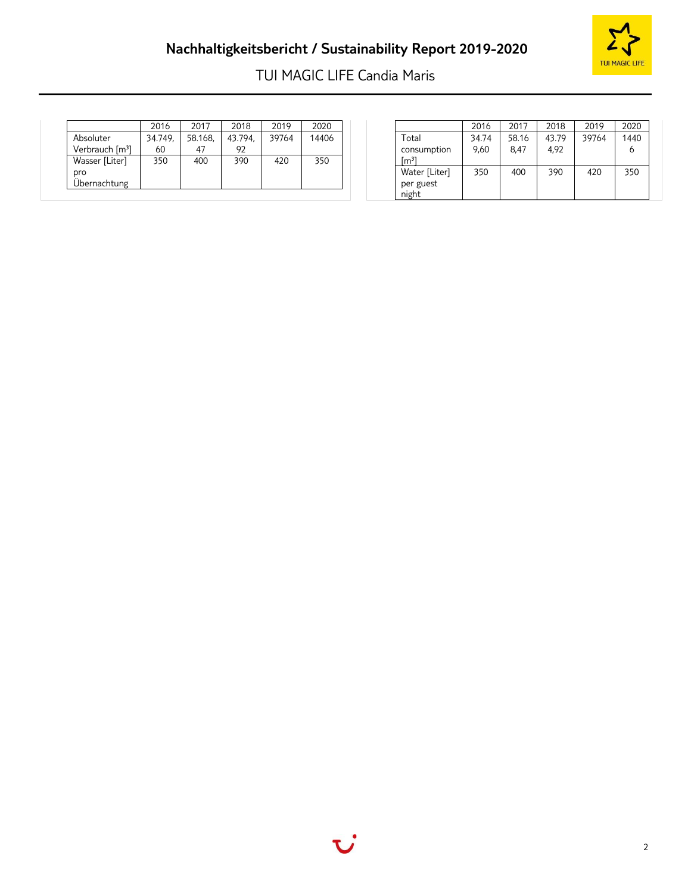| | 2016 | 2017 | 2018 | 2019 | 2020 |
|---|---|---|---|---|---|
| Absoluter Verbrauch [m³] | 34.749,60 | 58.168,47 | 43.794,92 | 39764 | 14406 |
| Wasser [Liter] pro Übernachtung | 350 | 400 | 390 | 420 | 350 |

| | 2016 | 2017 | 2018 | 2019 | 2020 |
|---|---|---|---|---|---|
| Total consumption [m³] | 34.749,60 | 58.168,47 | 43.794,92 | 39764 | 14406 |
| Water [Liter] per guest night | 350 | 400 | 390 | 420 | 350 |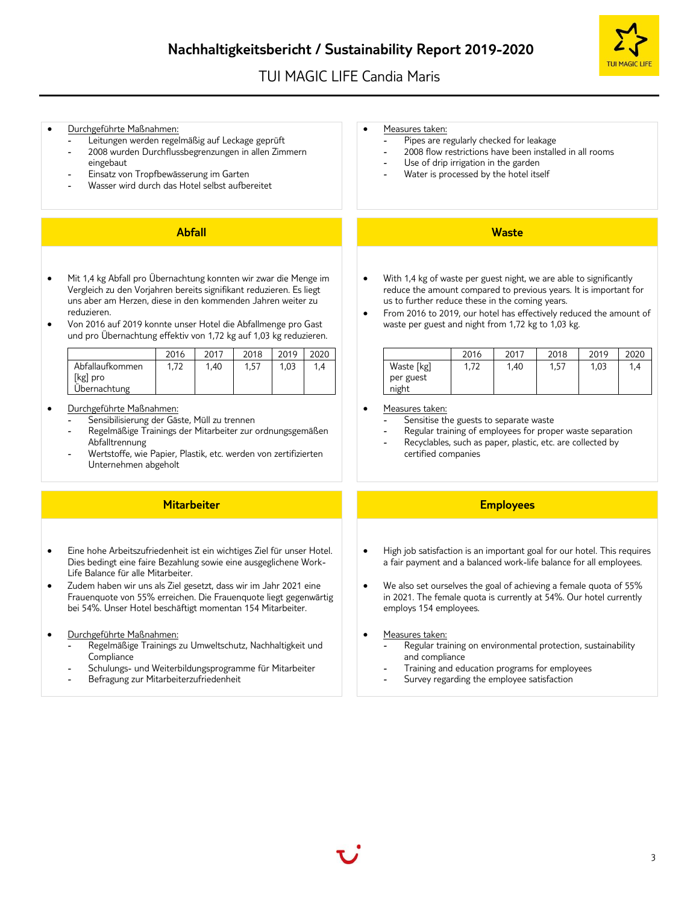- Durchgeführte Maßnahmen:
  - Leitungen werden regelmäßig auf Leckage geprüft
  - 2008 wurden Durchflussbegrenzungen in allen Zimmern eingebaut
  - Einsatz von Tropfbewässerung im Garten
  - Wasser wird durch das Hotel selbst aufbereitet

- Measures taken:
  - Pipes are regularly checked for leakage
  - 2008 flow restrictions have been installed in all rooms
  - Use of drip irrigation in the garden
  - Water is processed by the hotel itself

## Abfall

- Mit 1,4 kg Abfall pro Übernachtung konnten wir zwar die Menge im Vergleich zu den Vorjahren bereits signifikant reduzieren. Es liegt uns aber am Herzen, diese in den kommenden Jahren weiter zu reduzieren.
- Von 2016 auf 2019 konnte unser Hotel die Abfallmenge pro Gast und pro Übernachtung effektiv von 1,72 kg auf 1,03 kg reduzieren.

| | 2016 | 2017 | 2018 | 2019 | 2020 |
|---|---|---|---|---|---|
| Abfallaufkommen [kg] pro Übernachtung | 1,72 | 1,40 | 1,57 | 1,03 | 1,4 |

- Durchgeführte Maßnahmen:
  - Sensibilisierung der Gäste, Müll zu trennen
  - Regelmäßige Trainings der Mitarbeiter zur ordnungsgemäßen Abfalltrennung
  - Wertstoffe, wie Papier, Plastik, etc. werden von zertifizierten Unternehmen abgeholt

## Waste

- With 1,4 kg of waste per guest night, we are able to significantly reduce the amount compared to previous years. It is important for us to further reduce these in the coming years.
- From 2016 to 2019, our hotel has effectively reduced the amount of waste per guest and night from 1,72 kg to 1,03 kg.

| | 2016 | 2017 | 2018 | 2019 | 2020 |
|---|---|---|---|---|---|
| Waste [kg] per guest night | 1,72 | 1,40 | 1,57 | 1,03 | 1,4 |

- Measures taken:
  - Sensitise the guests to separate waste
  - Regular training of employees for proper waste separation
  - Recyclables, such as paper, plastic, etc. are collected by certified companies

## Mitarbeiter

- Eine hohe Arbeitszufriedenheit ist ein wichtiges Ziel für unser Hotel. Dies bedingt eine faire Bezahlung sowie eine ausgeglichene Work-Life Balance für alle Mitarbeiter.
- Zudem haben wir uns als Ziel gesetzt, dass wir im Jahr 2021 eine Frauenquote von 55% erreichen. Die Frauenquote liegt gegenwärtig bei 54%. Unser Hotel beschäftigt momentan 154 Mitarbeiter.

- Durchgeführte Maßnahmen:
  - Regelmäßige Trainings zu Umweltschutz, Nachhaltigkeit und Compliance
  - Schulungs- und Weiterbildungsprogramme für Mitarbeiter
  - Befragung zur Mitarbeiterzufriedenheit

## Employees

- High job satisfaction is an important goal for our hotel. This requires a fair payment and a balanced work-life balance for all employees.
- We also set ourselves the goal of achieving a female quota of 55% in 2021. The female quota is currently at 54%. Our hotel currently employs 154 employees.

- Measures taken:
  - Regular training on environmental protection, sustainability and compliance
  - Training and education programs for employees
  - Survey regarding the employee satisfaction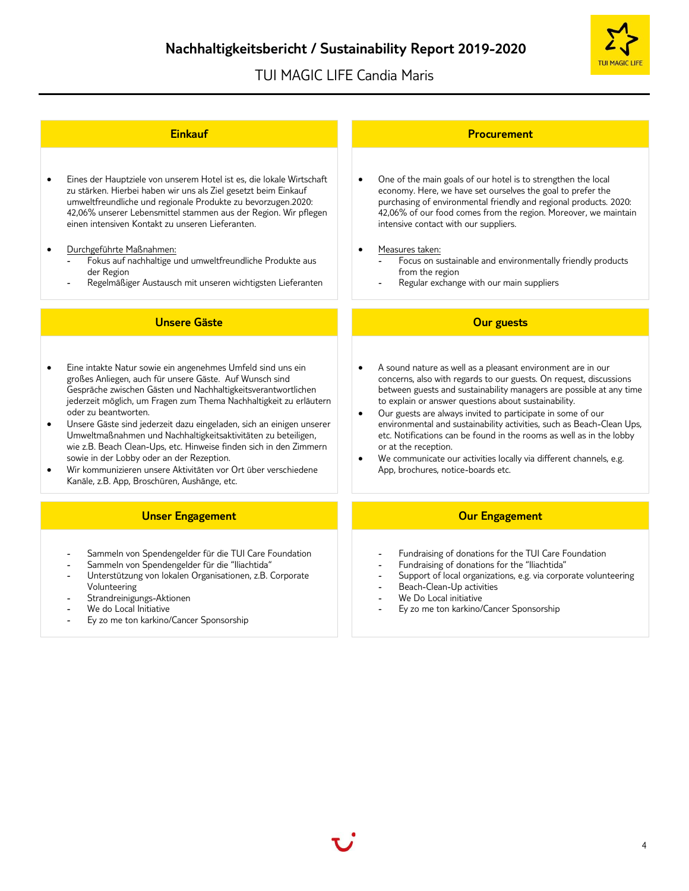## Einkauf

- Eines der Hauptziele von unserem Hotel ist es, die lokale Wirtschaft zu stärken. Hierbei haben wir uns als Ziel gesetzt beim Einkauf umweltfreundliche und regionale Produkte zu bevorzugen.2020: 42,06% unserer Lebensmittel stammen aus der Region. Wir pflegen einen intensiven Kontakt zu unseren Lieferanten.
- Durchgeführte Maßnahmen:
  - Fokus auf nachhaltige und umweltfreundliche Produkte aus der Region
  - Regelmäßiger Austausch mit unseren wichtigsten Lieferanten

## Procurement

- One of the main goals of our hotel is to strengthen the local economy. Here, we have set ourselves the goal to prefer the purchasing of environmental friendly and regional products. 2020: 42,06% of our food comes from the region. Moreover, we maintain intensive contact with our suppliers.
- Measures taken:
  - Focus on sustainable and environmentally friendly products from the region
  - Regular exchange with our main suppliers

## Unsere Gäste

- Eine intakte Natur sowie ein angenehmes Umfeld sind uns ein großes Anliegen, auch für unsere Gäste. Auf Wunsch sind Gespräche zwischen Gästen und Nachhaltigkeitsverantwortlichen jederzeit möglich, um Fragen zum Thema Nachhaltigkeit zu erläutern oder zu beantworten.
- Unsere Gäste sind jederzeit dazu eingeladen, sich an einigen unserer Umweltmaßnahmen und Nachhaltigkeitsaktivitäten zu beteiligen, wie z.B. Beach Clean-Ups, etc. Hinweise finden sich in den Zimmern sowie in der Lobby oder an der Rezeption.
- Wir kommunizieren unsere Aktivitäten vor Ort über verschiedene Kanäle, z.B. App, Broschüren, Aushänge, etc.

## Our guests

- A sound nature as well as a pleasant environment are in our concerns, also with regards to our guests. On request, discussions between guests and sustainability managers are possible at any time to explain or answer questions about sustainability.
- Our guests are always invited to participate in some of our environmental and sustainability activities, such as Beach-Clean Ups, etc. Notifications can be found in the rooms as well as in the lobby or at the reception.
- We communicate our activities locally via different channels, e.g. App, brochures, notice-boards etc.

## Unser Engagement

- Sammeln von Spendengelder für die TUI Care Foundation
- Sammeln von Spendengelder für die "Iliachtida"
- Unterstützung von lokalen Organisationen, z.B. Corporate Volunteering
- Strandreinigungs-Aktionen
- We do Local Initiative
- Ey zo me ton karkino/Cancer Sponsorship

## Our Engagement

- Fundraising of donations for the TUI Care Foundation
- Fundraising of donations for the "Iliachtida"
- Support of local organizations, e.g. via corporate volunteering
- Beach-Clean-Up activities
- We Do Local initiative
- Ey zo me ton karkino/Cancer Sponsorship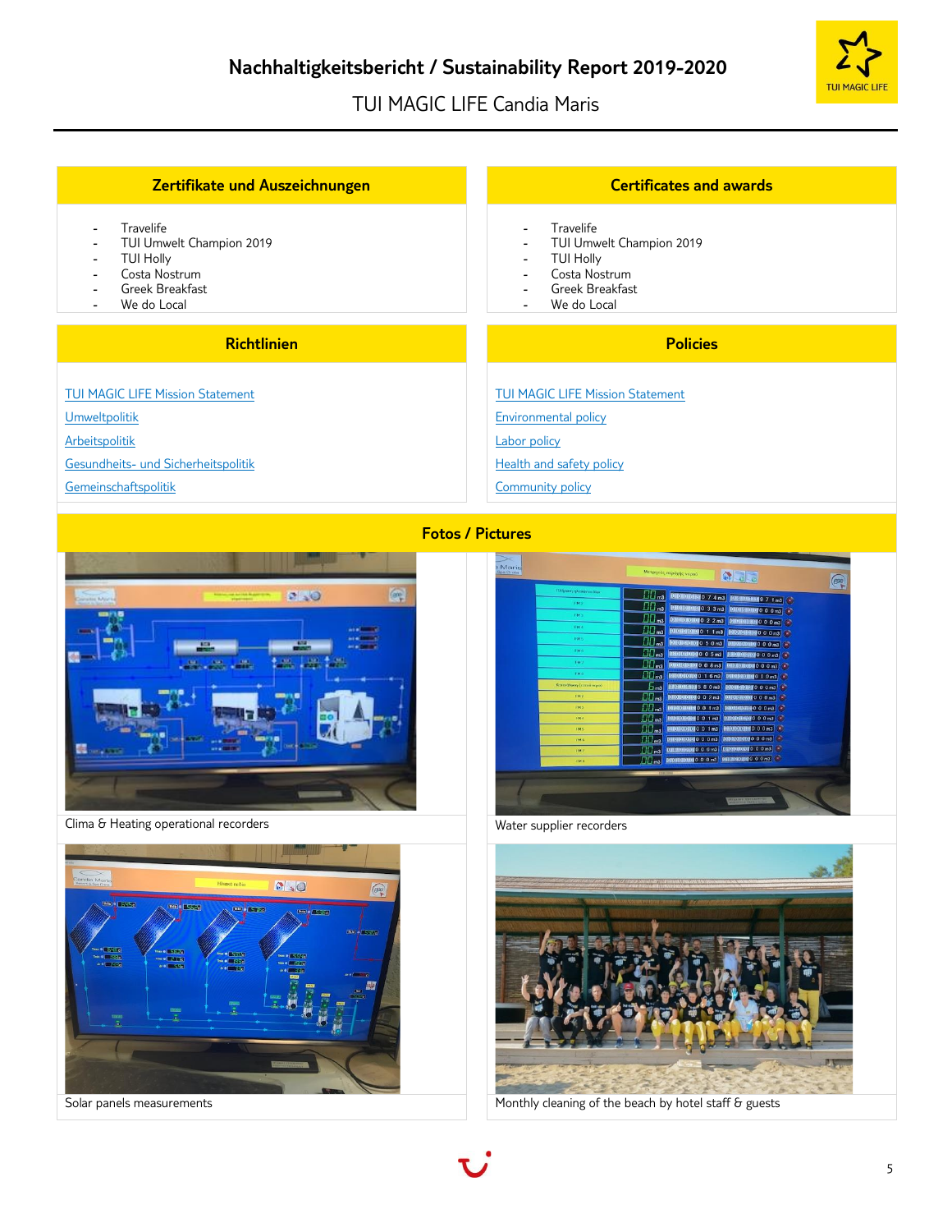# Nachhaltigkeitsbericht / Sustainability Report 2019-2020

TUI MAGIC LIFE Candia Maris

## Zertifikate und Auszeichnungen

- Travelife
- TUI Umwelt Champion 2019
- TUI Holly
- Costa Nostrum
- Greek Breakfast
- We do Local

## Certificates and awards

- Travelife
- TUI Umwelt Champion 2019
- TUI Holly
- Costa Nostrum
- Greek Breakfast
- We do Local

## Richtlinien

TUI MAGIC LIFE Mission Statement

Umweltpolitik

Arbeitspolitik

Gesundheits- und Sicherheitspolitik

Gemeinschaftspolitik

## Policies

TUI MAGIC LIFE Mission Statement

Environmental policy

Labor policy

Health and safety policy

Community policy

## Fotos / Pictures

Clima & Heating operational recorders

Water supplier recorders

Solar panels measurements

Monthly cleaning of the beach by hotel staff & guests